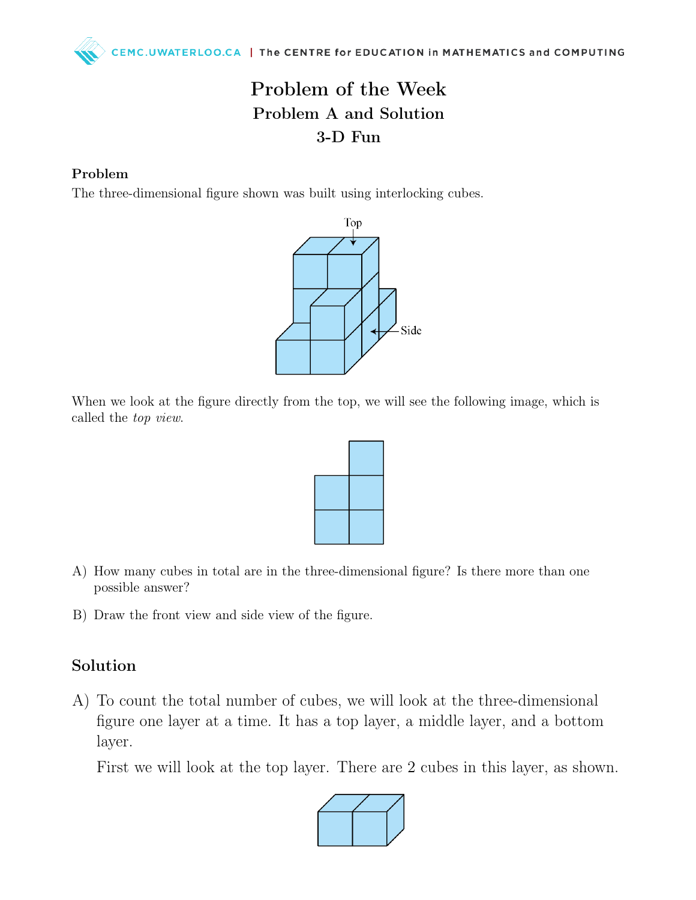# Problem of the Week

## Problem A and Solution

## 3-D Fun

### Problem

The three-dimensional figure shown was built using interlocking cubes.

When we look at the figure directly from the top, we will see the following image, which is called the *top view*.

A) How many cubes in total are in the three-dimensional figure? Is there more than one possible answer?

B) Draw the front view and side view of the figure.

## Solution

A) To count the total number of cubes, we will look at the three-dimensional figure one layer at a time. It has a top layer, a middle layer, and a bottom layer.

First we will look at the top layer. There are 2 cubes in this layer, as shown.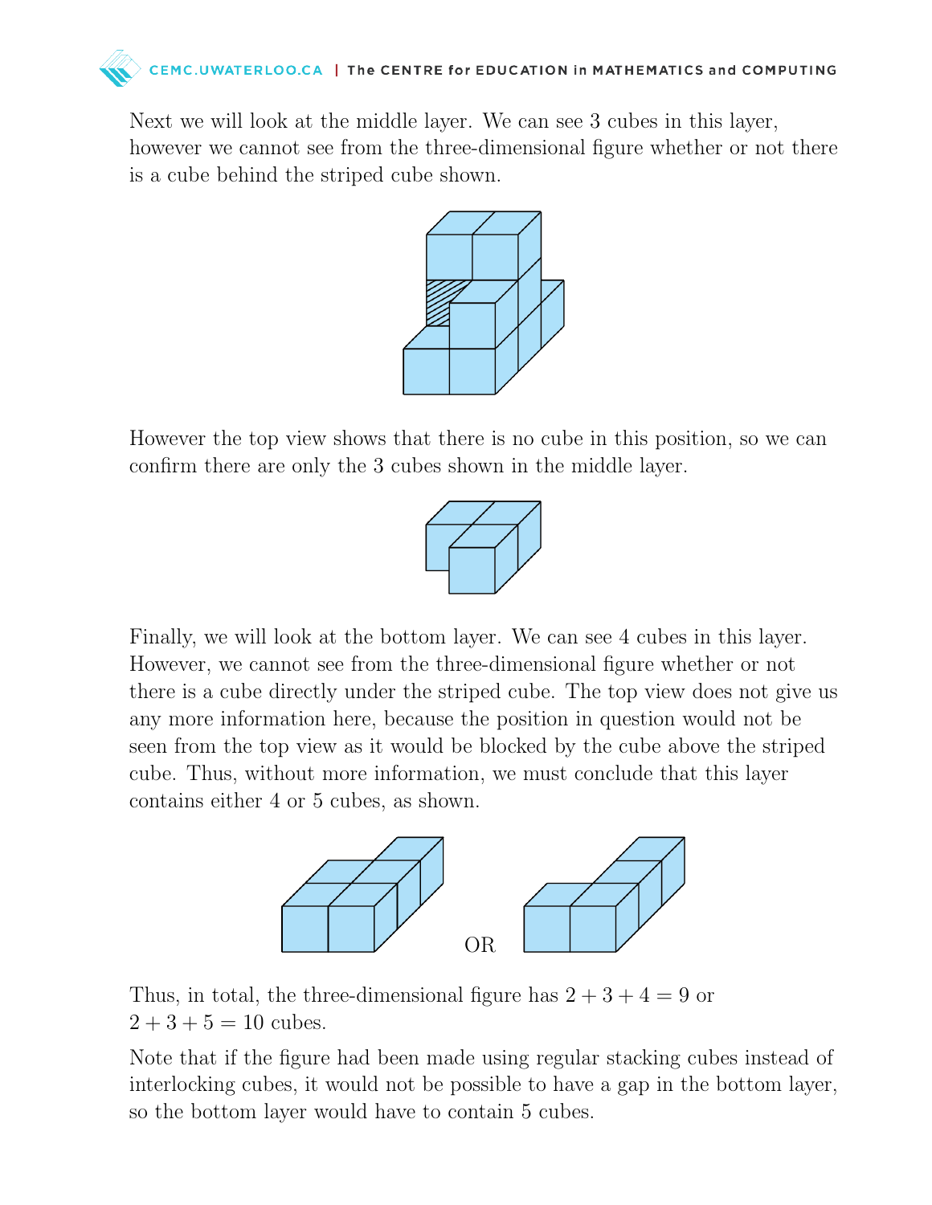Next we will look at the middle layer. We can see 3 cubes in this layer, however we cannot see from the three-dimensional figure whether or not there is a cube behind the striped cube shown.

However the top view shows that there is no cube in this position, so we can confirm there are only the 3 cubes shown in the middle layer.

Finally, we will look at the bottom layer. We can see 4 cubes in this layer. However, we cannot see from the three-dimensional figure whether or not there is a cube directly under the striped cube. The top view does not give us any more information here, because the position in question would not be seen from the top view as it would be blocked by the cube above the striped cube. Thus, without more information, we must conclude that this layer contains either 4 or 5 cubes, as shown.

OR

Thus, in total, the three-dimensional figure has $2 + 3 + 4 = 9$ or $2 + 3 + 5 = 10$ cubes.

Note that if the figure had been made using regular stacking cubes instead of interlocking cubes, it would not be possible to have a gap in the bottom layer, so the bottom layer would have to contain 5 cubes.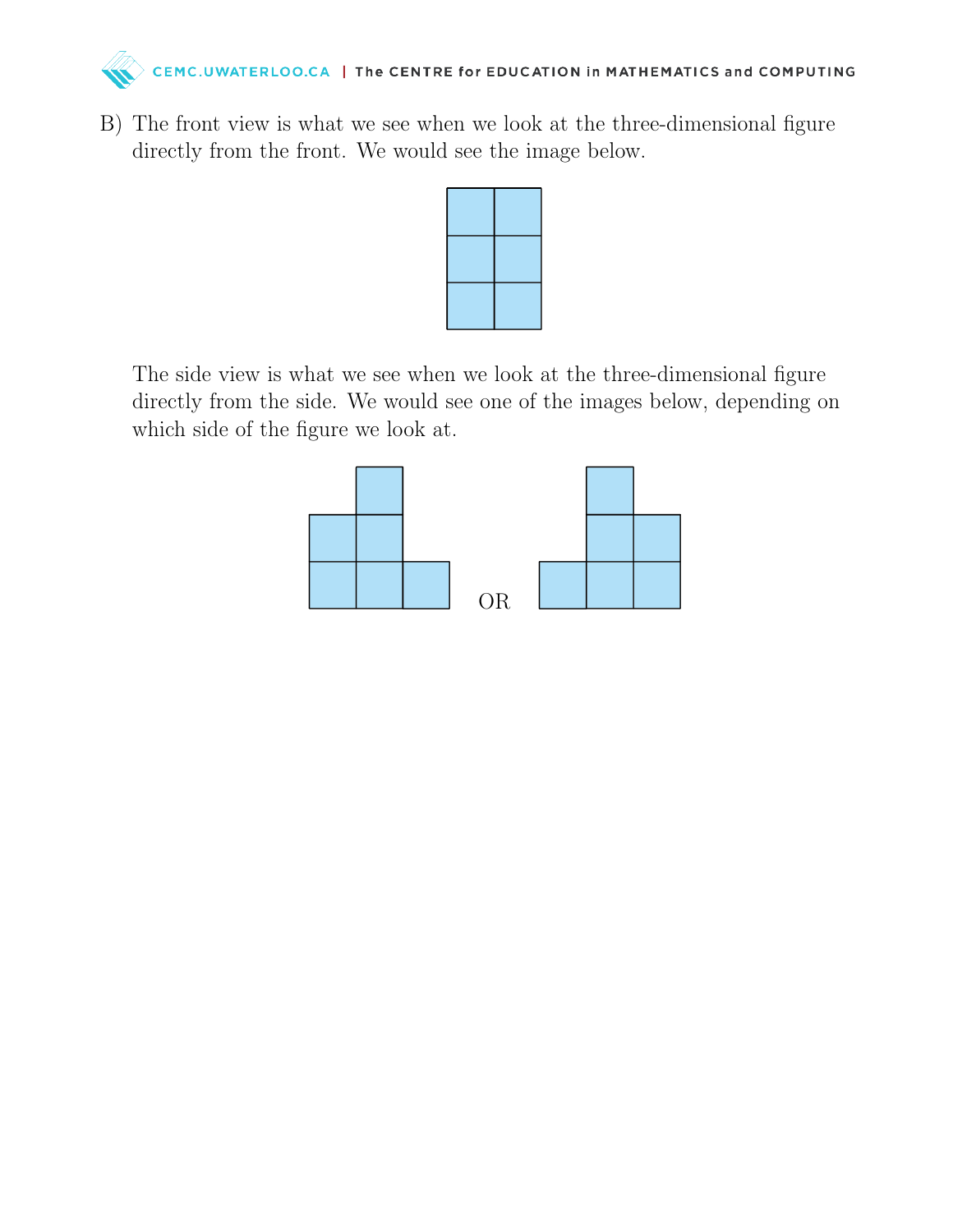B) The front view is what we see when we look at the three-dimensional figure directly from the front. We would see the image below.

The side view is what we see when we look at the three-dimensional figure directly from the side. We would see one of the images below, depending on which side of the figure we look at.

OR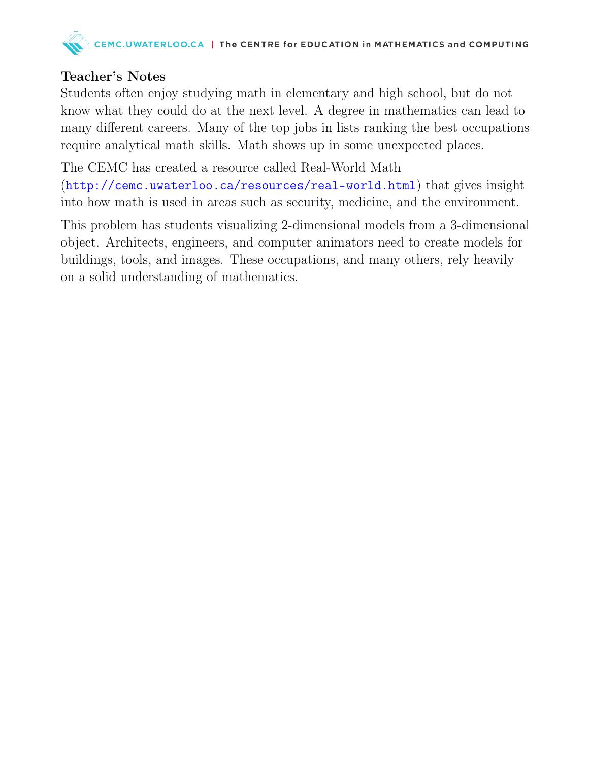**Teacher's Notes**

Students often enjoy studying math in elementary and high school, but do not know what they could do at the next level. A degree in mathematics can lead to many different careers. Many of the top jobs in lists ranking the best occupations require analytical math skills. Math shows up in some unexpected places.

The CEMC has created a resource called Real-World Math (http://cemc.uwaterloo.ca/resources/real-world.html) that gives insight into how math is used in areas such as security, medicine, and the environment.

This problem has students visualizing 2-dimensional models from a 3-dimensional object. Architects, engineers, and computer animators need to create models for buildings, tools, and images. These occupations, and many others, rely heavily on a solid understanding of mathematics.